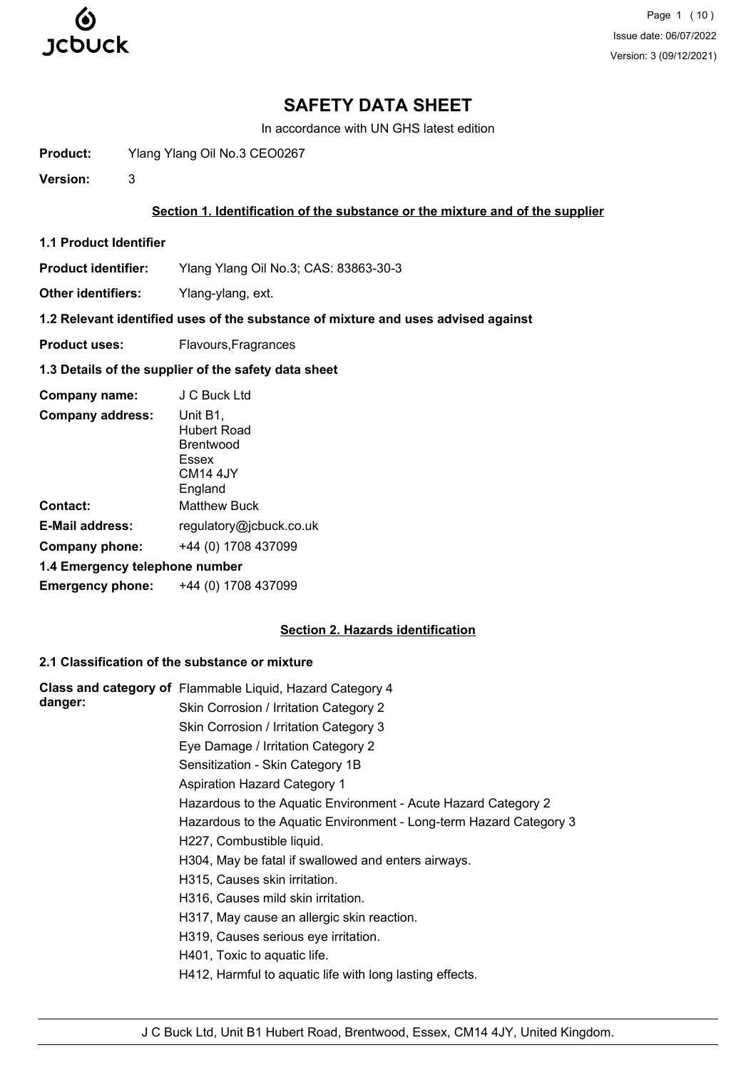# SAFETY DATA SHEET

In accordance with UN GHS latest edition

**Product:** Ylang Ylang Oil No.3 CEO0267

**Version:** 3

## Section 1. Identification of the substance or the mixture and of the supplier

### 1.1 Product Identifier

**Product identifier:** Ylang Ylang Oil No.3; CAS: 83863-30-3

**Other identifiers:** Ylang-ylang, ext.

### 1.2 Relevant identified uses of the substance of mixture and uses advised against

**Product uses:** Flavours,Fragrances

### 1.3 Details of the supplier of the safety data sheet

**Company name:** J C Buck Ltd

**Company address:** Unit B1,
Hubert Road
Brentwood
Essex
CM14 4JY
England

**Contact:** Matthew Buck

**E-Mail address:** regulatory@jcbuck.co.uk

**Company phone:** +44 (0) 1708 437099

### 1.4 Emergency telephone number

**Emergency phone:** +44 (0) 1708 437099

## Section 2. Hazards identification

### 2.1 Classification of the substance or mixture

**Class and category of danger:**

Flammable Liquid, Hazard Category 4
Skin Corrosion / Irritation Category 2
Skin Corrosion / Irritation Category 3
Eye Damage / Irritation Category 2
Sensitization - Skin Category 1B
Aspiration Hazard Category 1
Hazardous to the Aquatic Environment - Acute Hazard Category 2
Hazardous to the Aquatic Environment - Long-term Hazard Category 3
H227, Combustible liquid.
H304, May be fatal if swallowed and enters airways.
H315, Causes skin irritation.
H316, Causes mild skin irritation.
H317, May cause an allergic skin reaction.
H319, Causes serious eye irritation.
H401, Toxic to aquatic life.
H412, Harmful to aquatic life with long lasting effects.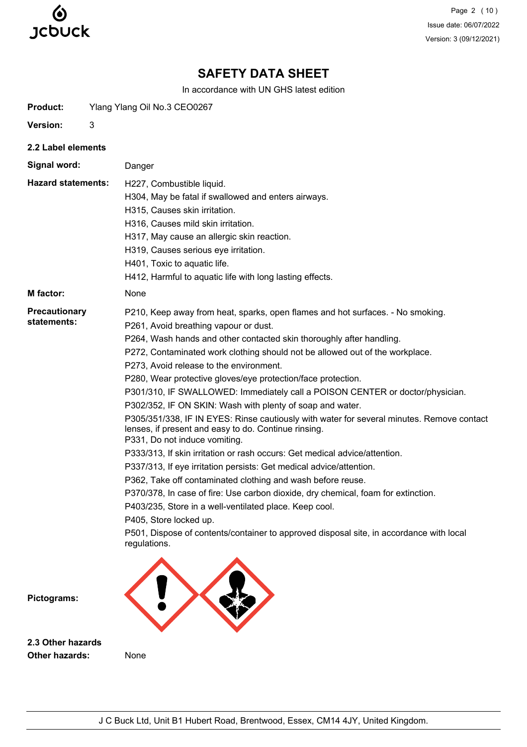# SAFETY DATA SHEET

In accordance with UN GHS latest edition

**Product:** Ylang Ylang Oil No.3 CEO0267

**Version:** 3

## 2.2 Label elements

**Signal word:** Danger

**Hazard statements:**

H227, Combustible liquid.
H304, May be fatal if swallowed and enters airways.
H315, Causes skin irritation.
H316, Causes mild skin irritation.
H317, May cause an allergic skin reaction.
H319, Causes serious eye irritation.
H401, Toxic to aquatic life.
H412, Harmful to aquatic life with long lasting effects.

**M factor:** None

**Precautionary statements:**

P210, Keep away from heat, sparks, open flames and hot surfaces. - No smoking.
P261, Avoid breathing vapour or dust.
P264, Wash hands and other contacted skin thoroughly after handling.
P272, Contaminated work clothing should not be allowed out of the workplace.
P273, Avoid release to the environment.
P280, Wear protective gloves/eye protection/face protection.
P301/310, IF SWALLOWED: Immediately call a POISON CENTER or doctor/physician.
P302/352, IF ON SKIN: Wash with plenty of soap and water.
P305/351/338, IF IN EYES: Rinse cautiously with water for several minutes. Remove contact lenses, if present and easy to do. Continue rinsing.
P331, Do not induce vomiting.
P333/313, If skin irritation or rash occurs: Get medical advice/attention.
P337/313, If eye irritation persists: Get medical advice/attention.
P362, Take off contaminated clothing and wash before reuse.
P370/378, In case of fire: Use carbon dioxide, dry chemical, foam for extinction.
P403/235, Store in a well-ventilated place. Keep cool.
P405, Store locked up.
P501, Dispose of contents/container to approved disposal site, in accordance with local regulations.

**Pictograms:**

## 2.3 Other hazards

**Other hazards:** None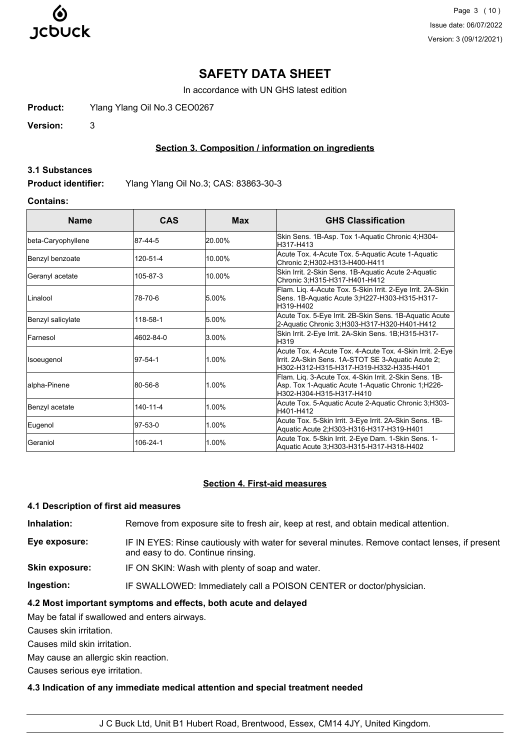# SAFETY DATA SHEET

In accordance with UN GHS latest edition

**Product:** Ylang Ylang Oil No.3 CEO0267

**Version:** 3

## Section 3. Composition / information on ingredients

### 3.1 Substances

**Product identifier:** Ylang Ylang Oil No.3; CAS: 83863-30-3

**Contains:**

| Name | CAS | Max | GHS Classification |
|---|---|---|---|
| beta-Caryophyllene | 87-44-5 | 20.00% | Skin Sens. 1B-Asp. Tox 1-Aquatic Chronic 4;H304-H317-H413 |
| Benzyl benzoate | 120-51-4 | 10.00% | Acute Tox. 4-Acute Tox. 5-Aquatic Acute 1-Aquatic Chronic 2;H302-H313-H400-H411 |
| Geranyl acetate | 105-87-3 | 10.00% | Skin Irrit. 2-Skin Sens. 1B-Aquatic Acute 2-Aquatic Chronic 3;H315-H317-H401-H412 |
| Linalool | 78-70-6 | 5.00% | Flam. Liq. 4-Acute Tox. 5-Skin Irrit. 2-Eye Irrit. 2A-Skin Sens. 1B-Aquatic Acute 3;H227-H303-H315-H317-H319-H402 |
| Benzyl salicylate | 118-58-1 | 5.00% | Acute Tox. 5-Eye Irrit. 2B-Skin Sens. 1B-Aquatic Acute 2-Aquatic Chronic 3;H303-H317-H320-H401-H412 |
| Farnesol | 4602-84-0 | 3.00% | Skin Irrit. 2-Eye Irrit. 2A-Skin Sens. 1B;H315-H317-H319 |
| Isoeugenol | 97-54-1 | 1.00% | Acute Tox. 4-Acute Tox. 4-Acute Tox. 4-Skin Irrit. 2-Eye Irrit. 2A-Skin Sens. 1A-STOT SE 3-Aquatic Acute 2;H302-H312-H315-H317-H319-H332-H335-H401 |
| alpha-Pinene | 80-56-8 | 1.00% | Flam. Liq. 3-Acute Tox. 4-Skin Irrit. 2-Skin Sens. 1B-Asp. Tox 1-Aquatic Acute 1-Aquatic Chronic 1;H226-H302-H304-H315-H317-H410 |
| Benzyl acetate | 140-11-4 | 1.00% | Acute Tox. 5-Aquatic Acute 2-Aquatic Chronic 3;H303-H401-H412 |
| Eugenol | 97-53-0 | 1.00% | Acute Tox. 5-Skin Irrit. 3-Eye Irrit. 2A-Skin Sens. 1B-Aquatic Acute 2;H303-H316-H317-H319-H401 |
| Geraniol | 106-24-1 | 1.00% | Acute Tox. 5-Skin Irrit. 2-Eye Dam. 1-Skin Sens. 1-Aquatic Acute 3;H303-H315-H317-H318-H402 |

## Section 4. First-aid measures

### 4.1 Description of first aid measures

**Inhalation:** Remove from exposure site to fresh air, keep at rest, and obtain medical attention.

**Eye exposure:** IF IN EYES: Rinse cautiously with water for several minutes. Remove contact lenses, if present and easy to do. Continue rinsing.

**Skin exposure:** IF ON SKIN: Wash with plenty of soap and water.

**Ingestion:** IF SWALLOWED: Immediately call a POISON CENTER or doctor/physician.

### 4.2 Most important symptoms and effects, both acute and delayed

May be fatal if swallowed and enters airways.

Causes skin irritation.

Causes mild skin irritation.

May cause an allergic skin reaction.

Causes serious eye irritation.

### 4.3 Indication of any immediate medical attention and special treatment needed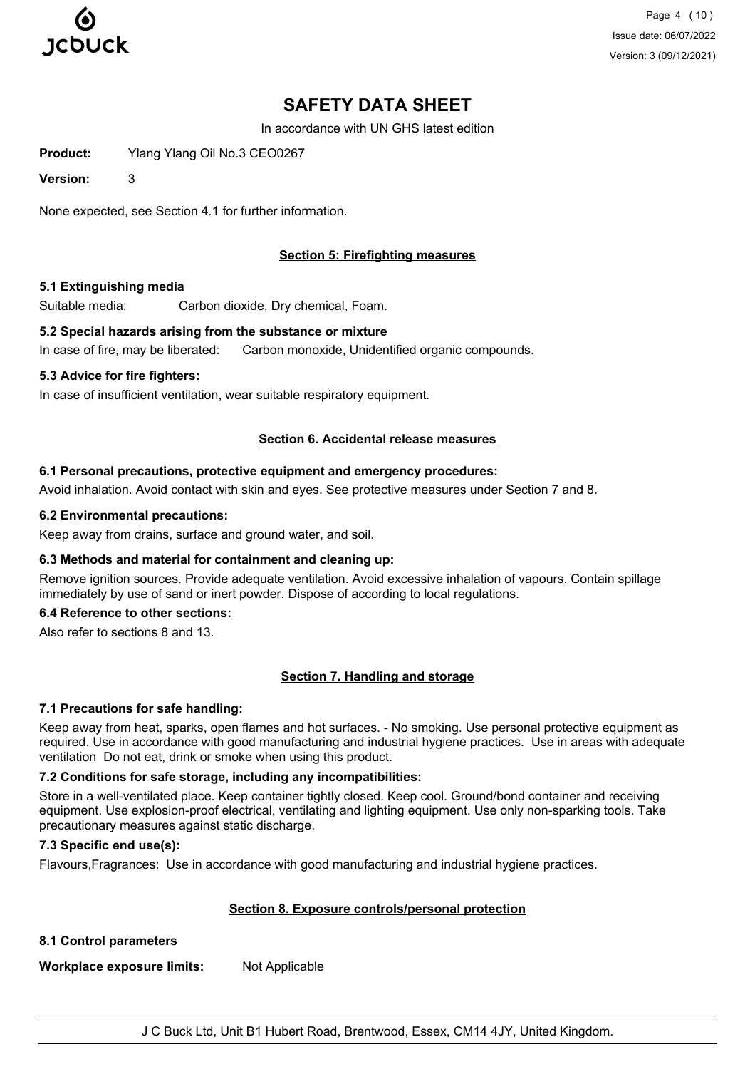# SAFETY DATA SHEET

In accordance with UN GHS latest edition

**Product:** Ylang Ylang Oil No.3 CEO0267

**Version:** 3

None expected, see Section 4.1 for further information.

## Section 5: Firefighting measures

### 5.1 Extinguishing media

Suitable media: Carbon dioxide, Dry chemical, Foam.

### 5.2 Special hazards arising from the substance or mixture

In case of fire, may be liberated: Carbon monoxide, Unidentified organic compounds.

### 5.3 Advice for fire fighters:

In case of insufficient ventilation, wear suitable respiratory equipment.

## Section 6. Accidental release measures

### 6.1 Personal precautions, protective equipment and emergency procedures:

Avoid inhalation. Avoid contact with skin and eyes. See protective measures under Section 7 and 8.

### 6.2 Environmental precautions:

Keep away from drains, surface and ground water, and soil.

### 6.3 Methods and material for containment and cleaning up:

Remove ignition sources. Provide adequate ventilation. Avoid excessive inhalation of vapours. Contain spillage immediately by use of sand or inert powder. Dispose of according to local regulations.

### 6.4 Reference to other sections:

Also refer to sections 8 and 13.

## Section 7. Handling and storage

### 7.1 Precautions for safe handling:

Keep away from heat, sparks, open flames and hot surfaces. - No smoking. Use personal protective equipment as required. Use in accordance with good manufacturing and industrial hygiene practices. Use in areas with adequate ventilation Do not eat, drink or smoke when using this product.

### 7.2 Conditions for safe storage, including any incompatibilities:

Store in a well-ventilated place. Keep container tightly closed. Keep cool. Ground/bond container and receiving equipment. Use explosion-proof electrical, ventilating and lighting equipment. Use only non-sparking tools. Take precautionary measures against static discharge.

### 7.3 Specific end use(s):

Flavours,Fragrances: Use in accordance with good manufacturing and industrial hygiene practices.

## Section 8. Exposure controls/personal protection

### 8.1 Control parameters

**Workplace exposure limits:** Not Applicable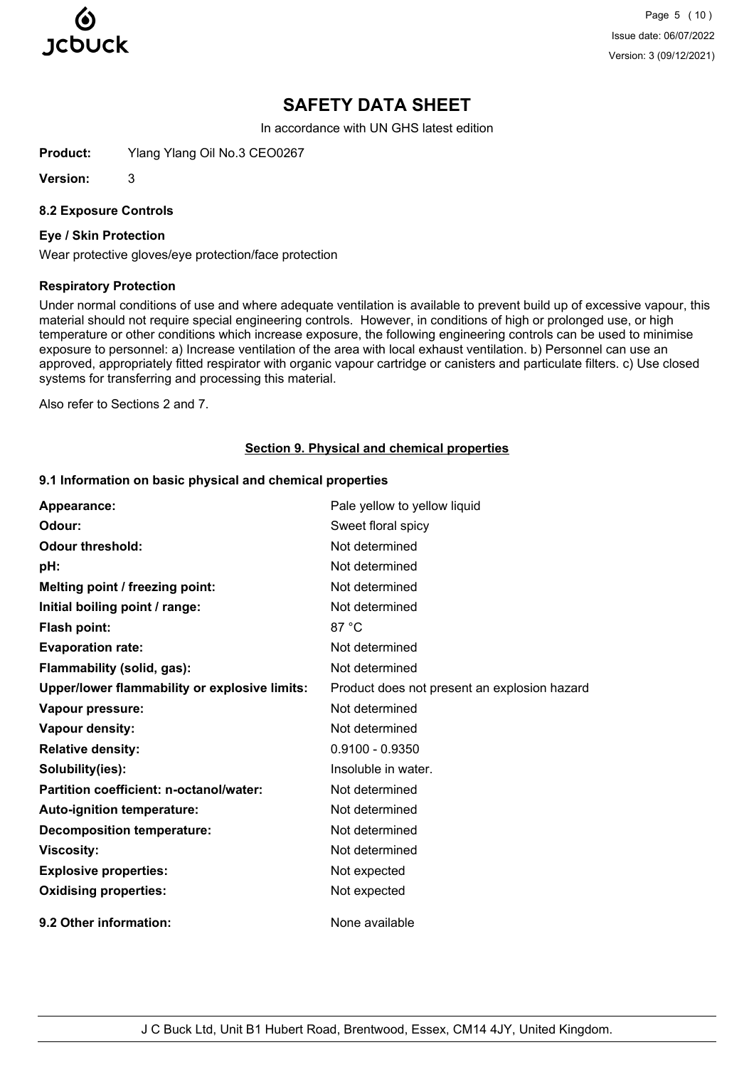# SAFETY DATA SHEET

In accordance with UN GHS latest edition

**Product:** Ylang Ylang Oil No.3 CEO0267

**Version:** 3

### 8.2 Exposure Controls

#### Eye / Skin Protection

Wear protective gloves/eye protection/face protection

#### Respiratory Protection

Under normal conditions of use and where adequate ventilation is available to prevent build up of excessive vapour, this material should not require special engineering controls. However, in conditions of high or prolonged use, or high temperature or other conditions which increase exposure, the following engineering controls can be used to minimise exposure to personnel: a) Increase ventilation of the area with local exhaust ventilation. b) Personnel can use an approved, appropriately fitted respirator with organic vapour cartridge or canisters and particulate filters. c) Use closed systems for transferring and processing this material.

Also refer to Sections 2 and 7.

## Section 9. Physical and chemical properties

### 9.1 Information on basic physical and chemical properties

| | |
|---|---|
| **Appearance:** | Pale yellow to yellow liquid |
| **Odour:** | Sweet floral spicy |
| **Odour threshold:** | Not determined |
| **pH:** | Not determined |
| **Melting point / freezing point:** | Not determined |
| **Initial boiling point / range:** | Not determined |
| **Flash point:** | 87 °C |
| **Evaporation rate:** | Not determined |
| **Flammability (solid, gas):** | Not determined |
| **Upper/lower flammability or explosive limits:** | Product does not present an explosion hazard |
| **Vapour pressure:** | Not determined |
| **Vapour density:** | Not determined |
| **Relative density:** | 0.9100 - 0.9350 |
| **Solubility(ies):** | Insoluble in water. |
| **Partition coefficient: n-octanol/water:** | Not determined |
| **Auto-ignition temperature:** | Not determined |
| **Decomposition temperature:** | Not determined |
| **Viscosity:** | Not determined |
| **Explosive properties:** | Not expected |
| **Oxidising properties:** | Not expected |

**9.2 Other information:** None available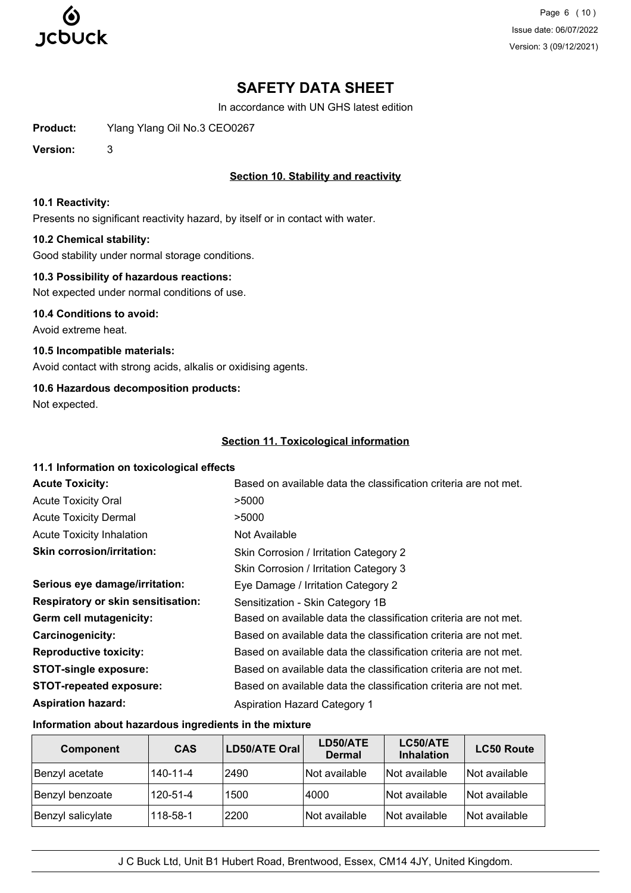# SAFETY DATA SHEET

In accordance with UN GHS latest edition

**Product:** Ylang Ylang Oil No.3 CEO0267

**Version:** 3

## Section 10. Stability and reactivity

### 10.1 Reactivity:

Presents no significant reactivity hazard, by itself or in contact with water.

### 10.2 Chemical stability:

Good stability under normal storage conditions.

### 10.3 Possibility of hazardous reactions:

Not expected under normal conditions of use.

### 10.4 Conditions to avoid:

Avoid extreme heat.

### 10.5 Incompatible materials:

Avoid contact with strong acids, alkalis or oxidising agents.

### 10.6 Hazardous decomposition products:

Not expected.

## Section 11. Toxicological information

### 11.1 Information on toxicological effects

**Acute Toxicity:** Based on available data the classification criteria are not met.

Acute Toxicity Oral: >5000

Acute Toxicity Dermal: >5000

Acute Toxicity Inhalation: Not Available

**Skin corrosion/irritation:** Skin Corrosion / Irritation Category 2
Skin Corrosion / Irritation Category 3

**Serious eye damage/irritation:** Eye Damage / Irritation Category 2

**Respiratory or skin sensitisation:** Sensitization - Skin Category 1B

**Germ cell mutagenicity:** Based on available data the classification criteria are not met.

**Carcinogenicity:** Based on available data the classification criteria are not met.

**Reproductive toxicity:** Based on available data the classification criteria are not met.

**STOT-single exposure:** Based on available data the classification criteria are not met.

**STOT-repeated exposure:** Based on available data the classification criteria are not met.

**Aspiration hazard:** Aspiration Hazard Category 1

### Information about hazardous ingredients in the mixture

| Component | CAS | LD50/ATE Oral | LD50/ATE Dermal | LC50/ATE Inhalation | LC50 Route |
|---|---|---|---|---|---|
| Benzyl acetate | 140-11-4 | 2490 | Not available | Not available | Not available |
| Benzyl benzoate | 120-51-4 | 1500 | 4000 | Not available | Not available |
| Benzyl salicylate | 118-58-1 | 2200 | Not available | Not available | Not available |

J C Buck Ltd, Unit B1 Hubert Road, Brentwood, Essex, CM14 4JY, United Kingdom.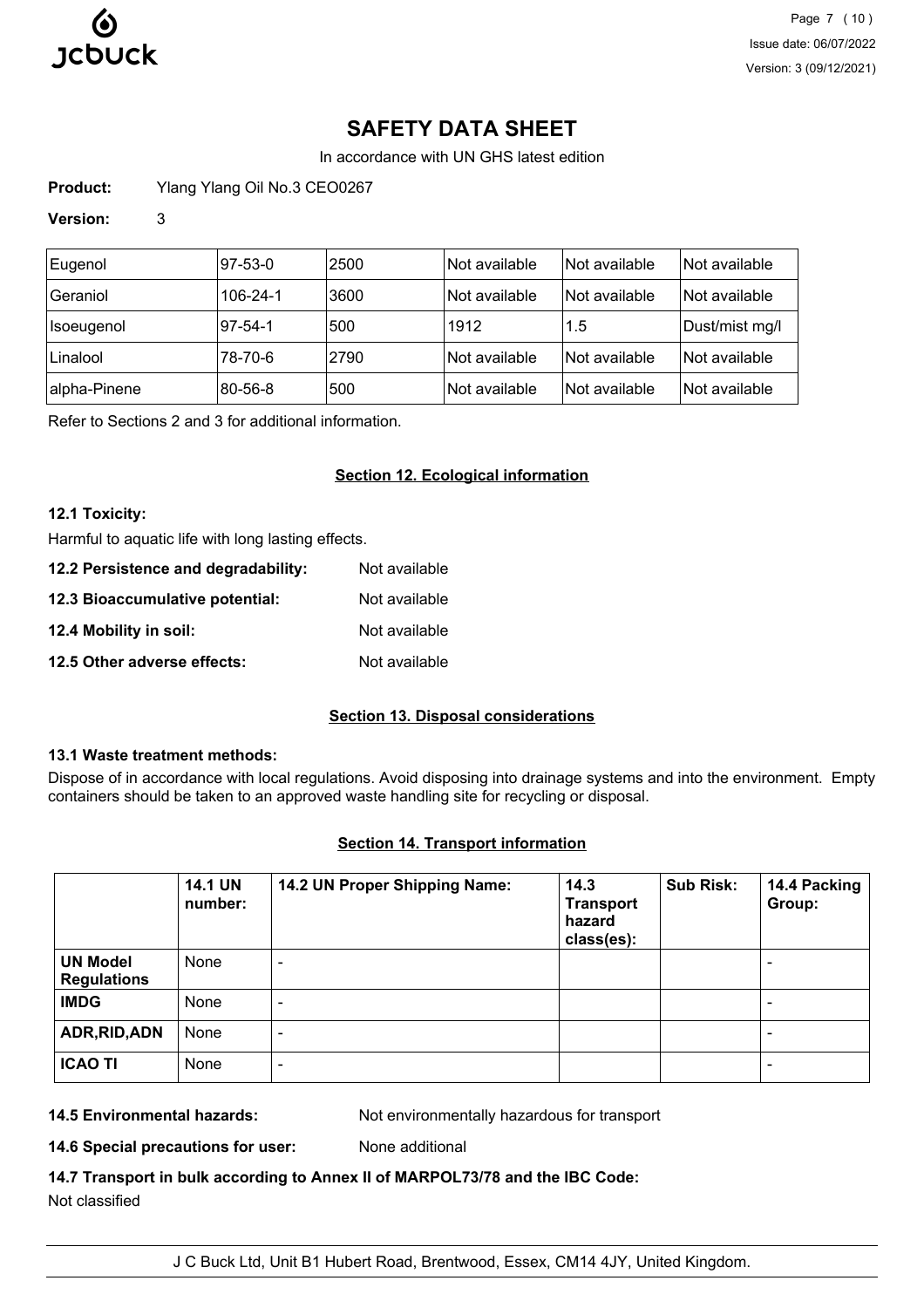# SAFETY DATA SHEET

In accordance with UN GHS latest edition

**Product:** Ylang Ylang Oil No.3 CEO0267

**Version:** 3

| | | | | | |
|---|---|---|---|---|---|
| Eugenol | 97-53-0 | 2500 | Not available | Not available | Not available |
| Geraniol | 106-24-1 | 3600 | Not available | Not available | Not available |
| Isoeugenol | 97-54-1 | 500 | 1912 | 1.5 | Dust/mist mg/l |
| Linalool | 78-70-6 | 2790 | Not available | Not available | Not available |
| alpha-Pinene | 80-56-8 | 500 | Not available | Not available | Not available |

Refer to Sections 2 and 3 for additional information.

## Section 12. Ecological information

**12.1 Toxicity:**

Harmful to aquatic life with long lasting effects.

**12.2 Persistence and degradability:** Not available

**12.3 Bioaccumulative potential:** Not available

**12.4 Mobility in soil:** Not available

**12.5 Other adverse effects:** Not available

## Section 13. Disposal considerations

**13.1 Waste treatment methods:**

Dispose of in accordance with local regulations. Avoid disposing into drainage systems and into the environment. Empty containers should be taken to an approved waste handling site for recycling or disposal.

## Section 14. Transport information

| | 14.1 UN number: | 14.2 UN Proper Shipping Name: | 14.3 Transport hazard class(es): | Sub Risk: | 14.4 Packing Group: |
|---|---|---|---|---|---|
| **UN Model Regulations** | None | - | | | - |
| **IMDG** | None | - | | | - |
| **ADR,RID,ADN** | None | - | | | - |
| **ICAO TI** | None | - | | | - |

**14.5 Environmental hazards:** Not environmentally hazardous for transport

**14.6 Special precautions for user:** None additional

**14.7 Transport in bulk according to Annex II of MARPOL73/78 and the IBC Code:**

Not classified

J C Buck Ltd, Unit B1 Hubert Road, Brentwood, Essex, CM14 4JY, United Kingdom.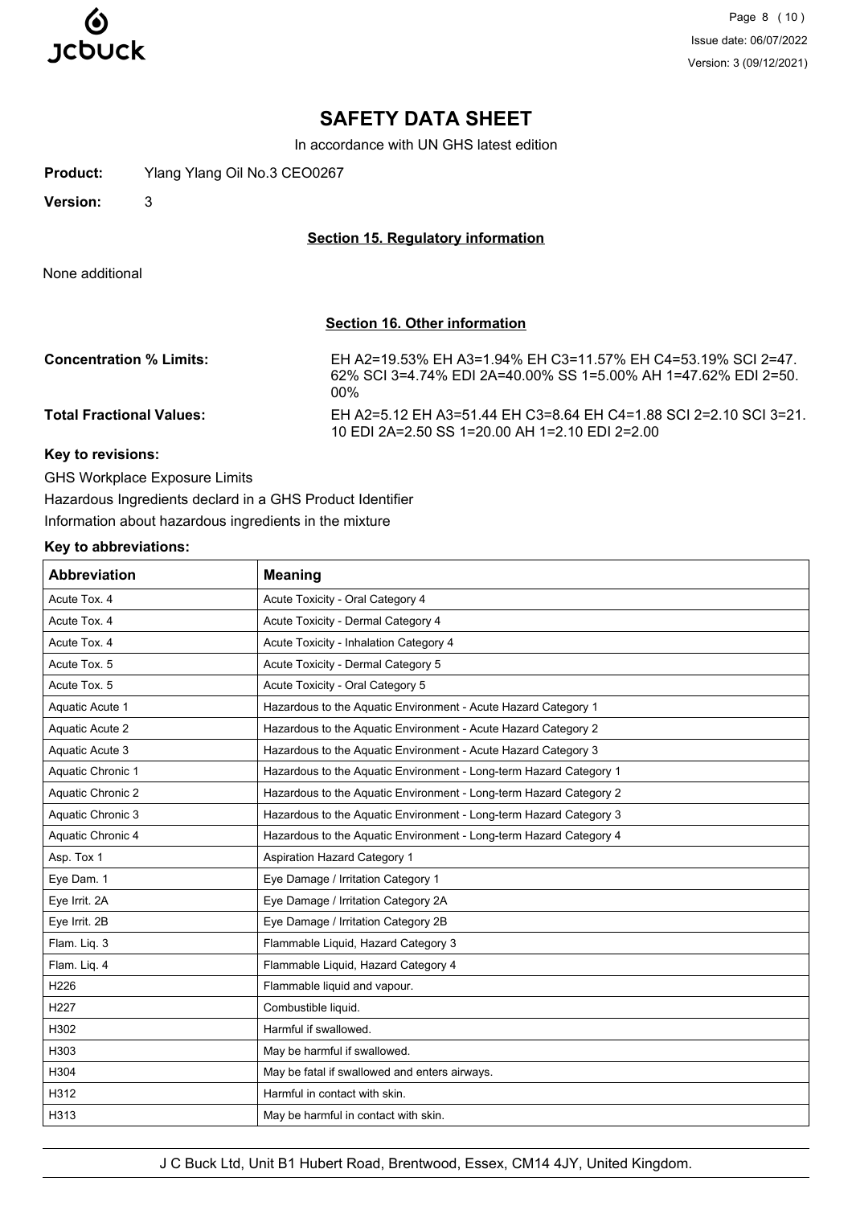# SAFETY DATA SHEET

In accordance with UN GHS latest edition

**Product:** Ylang Ylang Oil No.3 CEO0267

**Version:** 3

## Section 15. Regulatory information

None additional

## Section 16. Other information

**Concentration % Limits:** EH A2=19.53% EH A3=1.94% EH C3=11.57% EH C4=53.19% SCI 2=47.62% SCI 3=4.74% EDI 2A=40.00% SS 1=5.00% AH 1=47.62% EDI 2=50.00%

**Total Fractional Values:** EH A2=5.12 EH A3=51.44 EH C3=8.64 EH C4=1.88 SCI 2=2.10 SCI 3=21.10 EDI 2A=2.50 SS 1=20.00 AH 1=2.10 EDI 2=2.00

**Key to revisions:**

GHS Workplace Exposure Limits

Hazardous Ingredients declard in a GHS Product Identifier

Information about hazardous ingredients in the mixture

**Key to abbreviations:**

| Abbreviation | Meaning |
|---|---|
| Acute Tox. 4 | Acute Toxicity - Oral Category 4 |
| Acute Tox. 4 | Acute Toxicity - Dermal Category 4 |
| Acute Tox. 4 | Acute Toxicity - Inhalation Category 4 |
| Acute Tox. 5 | Acute Toxicity - Dermal Category 5 |
| Acute Tox. 5 | Acute Toxicity - Oral Category 5 |
| Aquatic Acute 1 | Hazardous to the Aquatic Environment - Acute Hazard Category 1 |
| Aquatic Acute 2 | Hazardous to the Aquatic Environment - Acute Hazard Category 2 |
| Aquatic Acute 3 | Hazardous to the Aquatic Environment - Acute Hazard Category 3 |
| Aquatic Chronic 1 | Hazardous to the Aquatic Environment - Long-term Hazard Category 1 |
| Aquatic Chronic 2 | Hazardous to the Aquatic Environment - Long-term Hazard Category 2 |
| Aquatic Chronic 3 | Hazardous to the Aquatic Environment - Long-term Hazard Category 3 |
| Aquatic Chronic 4 | Hazardous to the Aquatic Environment - Long-term Hazard Category 4 |
| Asp. Tox 1 | Aspiration Hazard Category 1 |
| Eye Dam. 1 | Eye Damage / Irritation Category 1 |
| Eye Irrit. 2A | Eye Damage / Irritation Category 2A |
| Eye Irrit. 2B | Eye Damage / Irritation Category 2B |
| Flam. Liq. 3 | Flammable Liquid, Hazard Category 3 |
| Flam. Liq. 4 | Flammable Liquid, Hazard Category 4 |
| H226 | Flammable liquid and vapour. |
| H227 | Combustible liquid. |
| H302 | Harmful if swallowed. |
| H303 | May be harmful if swallowed. |
| H304 | May be fatal if swallowed and enters airways. |
| H312 | Harmful in contact with skin. |
| H313 | May be harmful in contact with skin. |

J C Buck Ltd, Unit B1 Hubert Road, Brentwood, Essex, CM14 4JY, United Kingdom.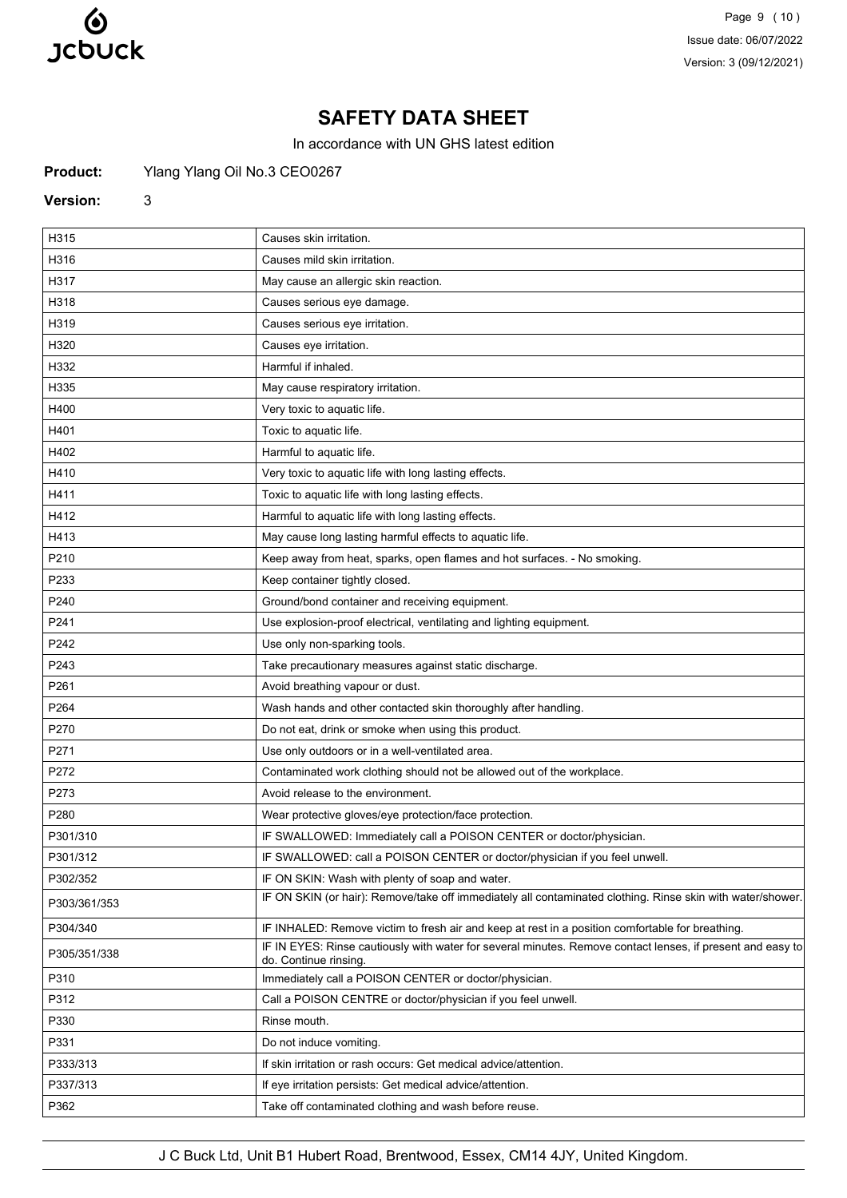# SAFETY DATA SHEET

In accordance with UN GHS latest edition

**Product:** Ylang Ylang Oil No.3 CEO0267

**Version:** 3

| | |
|---|---|
| H315 | Causes skin irritation. |
| H316 | Causes mild skin irritation. |
| H317 | May cause an allergic skin reaction. |
| H318 | Causes serious eye damage. |
| H319 | Causes serious eye irritation. |
| H320 | Causes eye irritation. |
| H332 | Harmful if inhaled. |
| H335 | May cause respiratory irritation. |
| H400 | Very toxic to aquatic life. |
| H401 | Toxic to aquatic life. |
| H402 | Harmful to aquatic life. |
| H410 | Very toxic to aquatic life with long lasting effects. |
| H411 | Toxic to aquatic life with long lasting effects. |
| H412 | Harmful to aquatic life with long lasting effects. |
| H413 | May cause long lasting harmful effects to aquatic life. |
| P210 | Keep away from heat, sparks, open flames and hot surfaces. - No smoking. |
| P233 | Keep container tightly closed. |
| P240 | Ground/bond container and receiving equipment. |
| P241 | Use explosion-proof electrical, ventilating and lighting equipment. |
| P242 | Use only non-sparking tools. |
| P243 | Take precautionary measures against static discharge. |
| P261 | Avoid breathing vapour or dust. |
| P264 | Wash hands and other contacted skin thoroughly after handling. |
| P270 | Do not eat, drink or smoke when using this product. |
| P271 | Use only outdoors or in a well-ventilated area. |
| P272 | Contaminated work clothing should not be allowed out of the workplace. |
| P273 | Avoid release to the environment. |
| P280 | Wear protective gloves/eye protection/face protection. |
| P301/310 | IF SWALLOWED: Immediately call a POISON CENTER or doctor/physician. |
| P301/312 | IF SWALLOWED: call a POISON CENTER or doctor/physician if you feel unwell. |
| P302/352 | IF ON SKIN: Wash with plenty of soap and water. |
| P303/361/353 | IF ON SKIN (or hair): Remove/take off immediately all contaminated clothing. Rinse skin with water/shower. |
| P304/340 | IF INHALED: Remove victim to fresh air and keep at rest in a position comfortable for breathing. |
| P305/351/338 | IF IN EYES: Rinse cautiously with water for several minutes. Remove contact lenses, if present and easy to do. Continue rinsing. |
| P310 | Immediately call a POISON CENTER or doctor/physician. |
| P312 | Call a POISON CENTRE or doctor/physician if you feel unwell. |
| P330 | Rinse mouth. |
| P331 | Do not induce vomiting. |
| P333/313 | If skin irritation or rash occurs: Get medical advice/attention. |
| P337/313 | If eye irritation persists: Get medical advice/attention. |
| P362 | Take off contaminated clothing and wash before reuse. |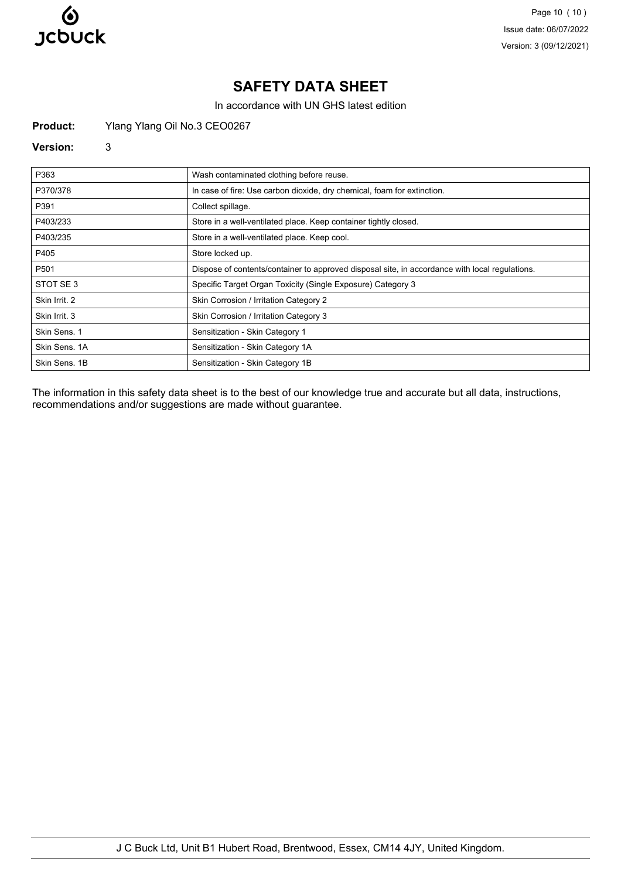# SAFETY DATA SHEET

In accordance with UN GHS latest edition

**Product:** Ylang Ylang Oil No.3 CEO0267

**Version:** 3

| | |
|---|---|
| P363 | Wash contaminated clothing before reuse. |
| P370/378 | In case of fire: Use carbon dioxide, dry chemical, foam for extinction. |
| P391 | Collect spillage. |
| P403/233 | Store in a well-ventilated place. Keep container tightly closed. |
| P403/235 | Store in a well-ventilated place. Keep cool. |
| P405 | Store locked up. |
| P501 | Dispose of contents/container to approved disposal site, in accordance with local regulations. |
| STOT SE 3 | Specific Target Organ Toxicity (Single Exposure) Category 3 |
| Skin Irrit. 2 | Skin Corrosion / Irritation Category 2 |
| Skin Irrit. 3 | Skin Corrosion / Irritation Category 3 |
| Skin Sens. 1 | Sensitization - Skin Category 1 |
| Skin Sens. 1A | Sensitization - Skin Category 1A |
| Skin Sens. 1B | Sensitization - Skin Category 1B |

The information in this safety data sheet is to the best of our knowledge true and accurate but all data, instructions, recommendations and/or suggestions are made without guarantee.

J C Buck Ltd, Unit B1 Hubert Road, Brentwood, Essex, CM14 4JY, United Kingdom.